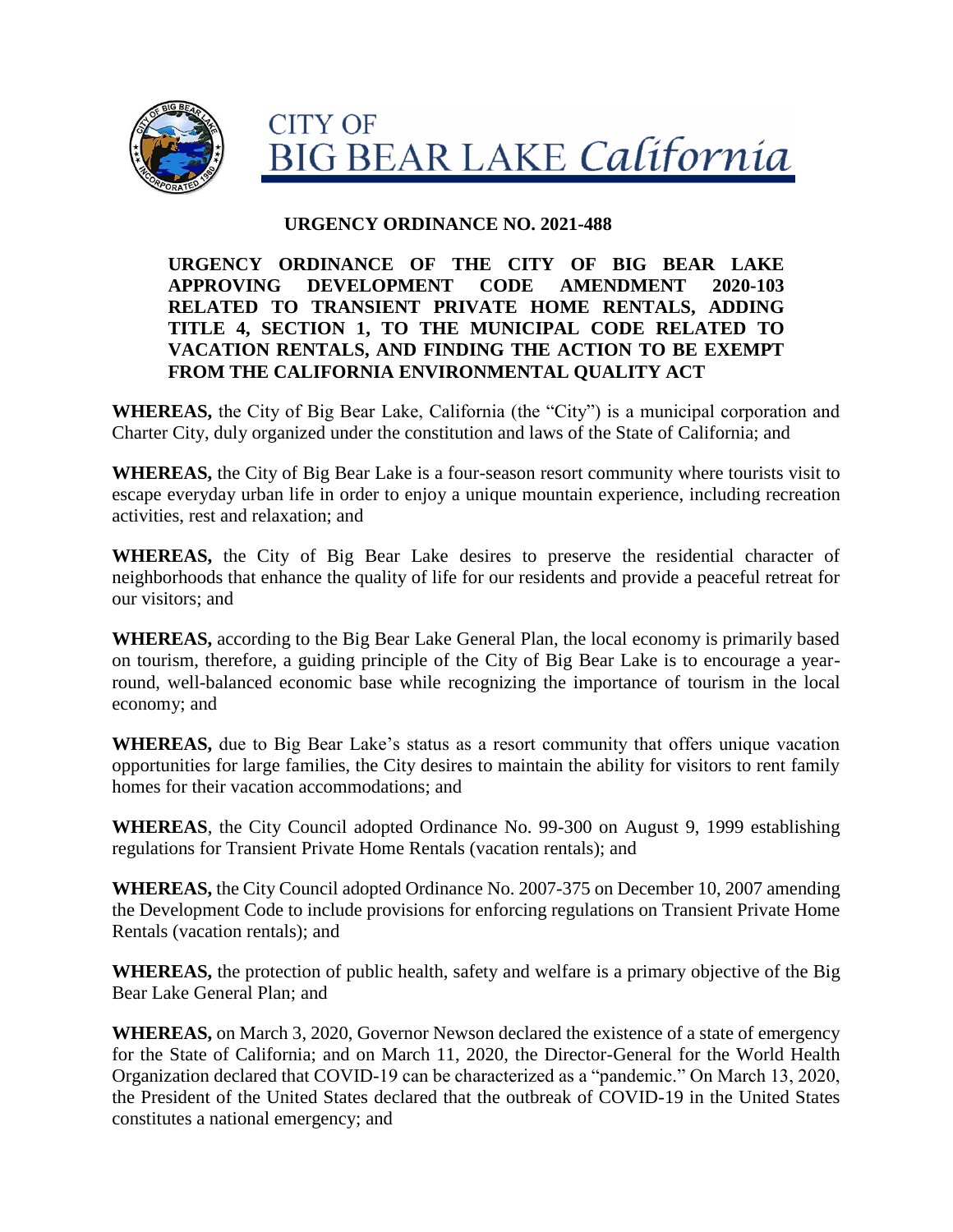CITY OF
BIG BEAR LAKE *California*

# URGENCY ORDINANCE NO. 2021-488

## URGENCY ORDINANCE OF THE CITY OF BIG BEAR LAKE APPROVING DEVELOPMENT CODE AMENDMENT 2020-103 RELATED TO TRANSIENT PRIVATE HOME RENTALS, ADDING TITLE 4, SECTION 1, TO THE MUNICIPAL CODE RELATED TO VACATION RENTALS, AND FINDING THE ACTION TO BE EXEMPT FROM THE CALIFORNIA ENVIRONMENTAL QUALITY ACT

**WHEREAS,** the City of Big Bear Lake, California (the "City") is a municipal corporation and Charter City, duly organized under the constitution and laws of the State of California; and

**WHEREAS,** the City of Big Bear Lake is a four-season resort community where tourists visit to escape everyday urban life in order to enjoy a unique mountain experience, including recreation activities, rest and relaxation; and

**WHEREAS,** the City of Big Bear Lake desires to preserve the residential character of neighborhoods that enhance the quality of life for our residents and provide a peaceful retreat for our visitors; and

**WHEREAS,** according to the Big Bear Lake General Plan, the local economy is primarily based on tourism, therefore, a guiding principle of the City of Big Bear Lake is to encourage a year-round, well-balanced economic base while recognizing the importance of tourism in the local economy; and

**WHEREAS,** due to Big Bear Lake's status as a resort community that offers unique vacation opportunities for large families, the City desires to maintain the ability for visitors to rent family homes for their vacation accommodations; and

**WHEREAS**, the City Council adopted Ordinance No. 99-300 on August 9, 1999 establishing regulations for Transient Private Home Rentals (vacation rentals); and

**WHEREAS,** the City Council adopted Ordinance No. 2007-375 on December 10, 2007 amending the Development Code to include provisions for enforcing regulations on Transient Private Home Rentals (vacation rentals); and

**WHEREAS,** the protection of public health, safety and welfare is a primary objective of the Big Bear Lake General Plan; and

**WHEREAS,** on March 3, 2020, Governor Newson declared the existence of a state of emergency for the State of California; and on March 11, 2020, the Director-General for the World Health Organization declared that COVID-19 can be characterized as a "pandemic." On March 13, 2020, the President of the United States declared that the outbreak of COVID-19 in the United States constitutes a national emergency; and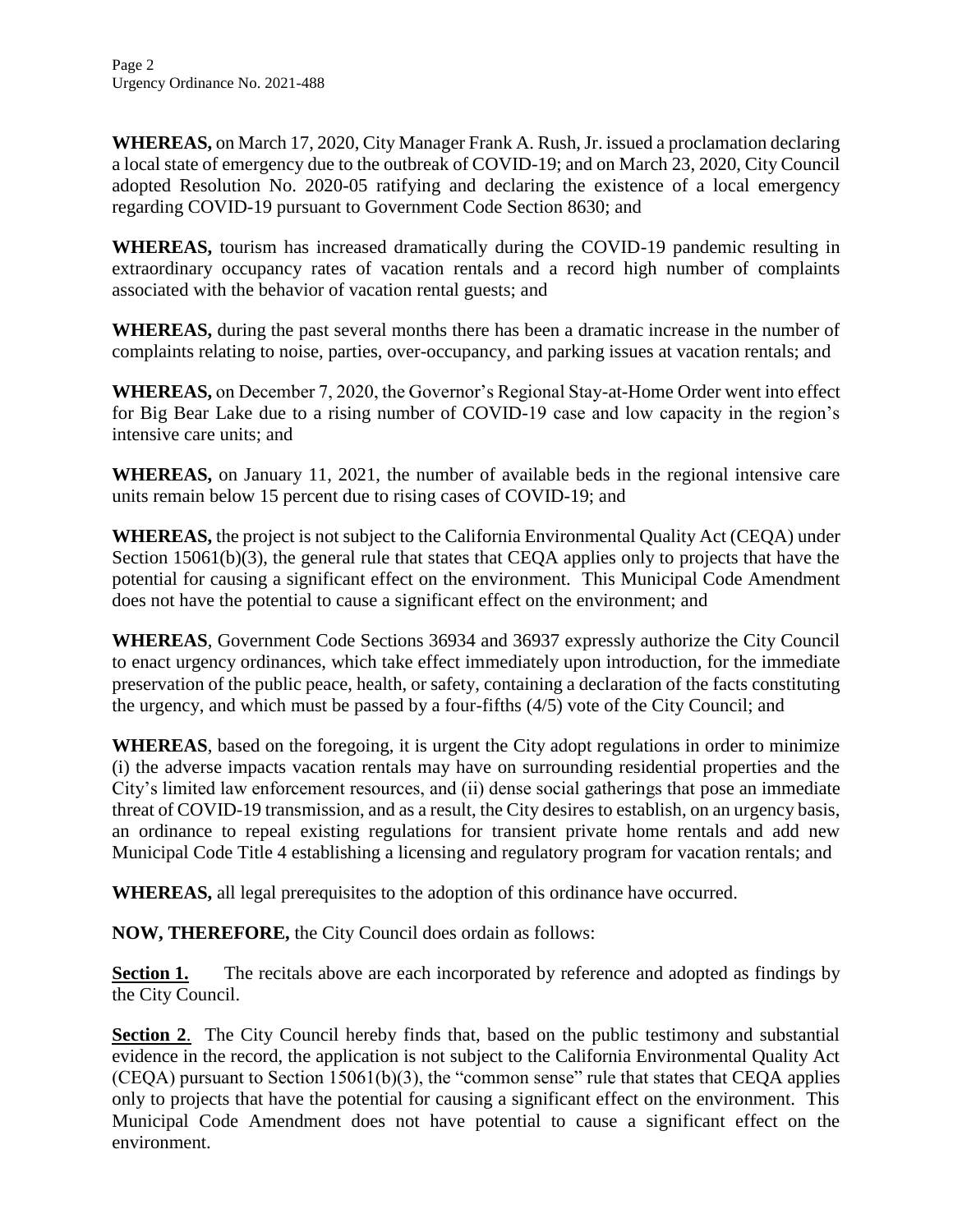**WHEREAS,** on March 17, 2020, City Manager Frank A. Rush, Jr. issued a proclamation declaring a local state of emergency due to the outbreak of COVID-19; and on March 23, 2020, City Council adopted Resolution No. 2020-05 ratifying and declaring the existence of a local emergency regarding COVID-19 pursuant to Government Code Section 8630; and

**WHEREAS,** tourism has increased dramatically during the COVID-19 pandemic resulting in extraordinary occupancy rates of vacation rentals and a record high number of complaints associated with the behavior of vacation rental guests; and

**WHEREAS,** during the past several months there has been a dramatic increase in the number of complaints relating to noise, parties, over-occupancy, and parking issues at vacation rentals; and

**WHEREAS,** on December 7, 2020, the Governor's Regional Stay-at-Home Order went into effect for Big Bear Lake due to a rising number of COVID-19 case and low capacity in the region's intensive care units; and

**WHEREAS,** on January 11, 2021, the number of available beds in the regional intensive care units remain below 15 percent due to rising cases of COVID-19; and

**WHEREAS,** the project is not subject to the California Environmental Quality Act (CEQA) under Section 15061(b)(3), the general rule that states that CEQA applies only to projects that have the potential for causing a significant effect on the environment. This Municipal Code Amendment does not have the potential to cause a significant effect on the environment; and

**WHEREAS**, Government Code Sections 36934 and 36937 expressly authorize the City Council to enact urgency ordinances, which take effect immediately upon introduction, for the immediate preservation of the public peace, health, or safety, containing a declaration of the facts constituting the urgency, and which must be passed by a four-fifths (4/5) vote of the City Council; and

**WHEREAS**, based on the foregoing, it is urgent the City adopt regulations in order to minimize (i) the adverse impacts vacation rentals may have on surrounding residential properties and the City's limited law enforcement resources, and (ii) dense social gatherings that pose an immediate threat of COVID-19 transmission, and as a result, the City desires to establish, on an urgency basis, an ordinance to repeal existing regulations for transient private home rentals and add new Municipal Code Title 4 establishing a licensing and regulatory program for vacation rentals; and

**WHEREAS,** all legal prerequisites to the adoption of this ordinance have occurred.

**NOW, THEREFORE,** the City Council does ordain as follows:

**Section 1.** The recitals above are each incorporated by reference and adopted as findings by the City Council.

**Section 2**. The City Council hereby finds that, based on the public testimony and substantial evidence in the record, the application is not subject to the California Environmental Quality Act (CEQA) pursuant to Section 15061(b)(3), the "common sense" rule that states that CEQA applies only to projects that have the potential for causing a significant effect on the environment. This Municipal Code Amendment does not have potential to cause a significant effect on the environment.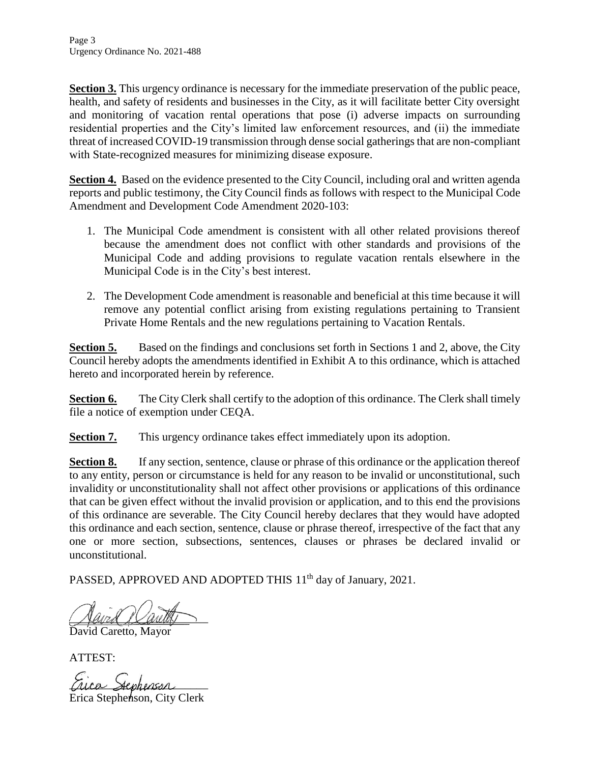**Section 3.** This urgency ordinance is necessary for the immediate preservation of the public peace, health, and safety of residents and businesses in the City, as it will facilitate better City oversight and monitoring of vacation rental operations that pose (i) adverse impacts on surrounding residential properties and the City's limited law enforcement resources, and (ii) the immediate threat of increased COVID-19 transmission through dense social gatherings that are non-compliant with State-recognized measures for minimizing disease exposure.

**Section 4.** Based on the evidence presented to the City Council, including oral and written agenda reports and public testimony, the City Council finds as follows with respect to the Municipal Code Amendment and Development Code Amendment 2020-103:

1. The Municipal Code amendment is consistent with all other related provisions thereof because the amendment does not conflict with other standards and provisions of the Municipal Code and adding provisions to regulate vacation rentals elsewhere in the Municipal Code is in the City's best interest.
2. The Development Code amendment is reasonable and beneficial at this time because it will remove any potential conflict arising from existing regulations pertaining to Transient Private Home Rentals and the new regulations pertaining to Vacation Rentals.

**Section 5.** Based on the findings and conclusions set forth in Sections 1 and 2, above, the City Council hereby adopts the amendments identified in Exhibit A to this ordinance, which is attached hereto and incorporated herein by reference.

**Section 6.** The City Clerk shall certify to the adoption of this ordinance. The Clerk shall timely file a notice of exemption under CEQA.

**Section 7.** This urgency ordinance takes effect immediately upon its adoption.

**Section 8.** If any section, sentence, clause or phrase of this ordinance or the application thereof to any entity, person or circumstance is held for any reason to be invalid or unconstitutional, such invalidity or unconstitutionality shall not affect other provisions or applications of this ordinance that can be given effect without the invalid provision or application, and to this end the provisions of this ordinance are severable. The City Council hereby declares that they would have adopted this ordinance and each section, sentence, clause or phrase thereof, irrespective of the fact that any one or more section, subsections, sentences, clauses or phrases be declared invalid or unconstitutional.

PASSED, APPROVED AND ADOPTED THIS 11th day of January, 2021.

David Caretto, Mayor

ATTEST:

Erica Stephenson, City Clerk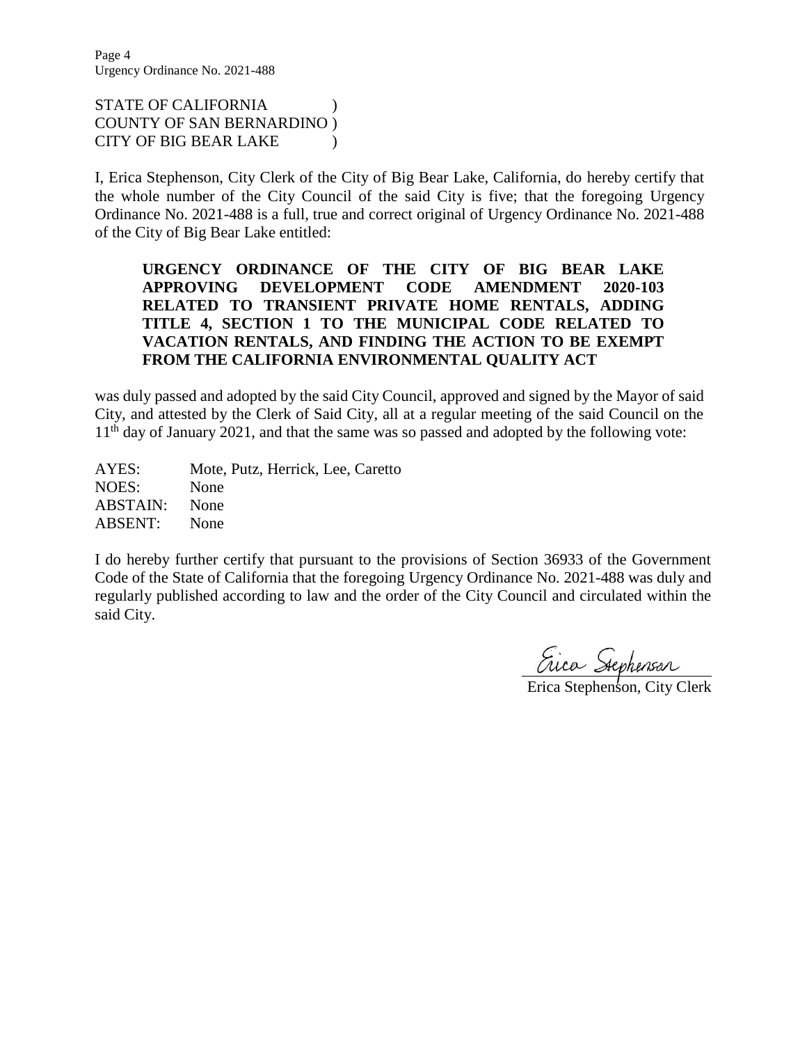STATE OF CALIFORNIA )
COUNTY OF SAN BERNARDINO )
CITY OF BIG BEAR LAKE )

I, Erica Stephenson, City Clerk of the City of Big Bear Lake, California, do hereby certify that the whole number of the City Council of the said City is five; that the foregoing Urgency Ordinance No. 2021-488 is a full, true and correct original of Urgency Ordinance No. 2021-488 of the City of Big Bear Lake entitled:

**URGENCY ORDINANCE OF THE CITY OF BIG BEAR LAKE APPROVING DEVELOPMENT CODE AMENDMENT 2020-103 RELATED TO TRANSIENT PRIVATE HOME RENTALS, ADDING TITLE 4, SECTION 1 TO THE MUNICIPAL CODE RELATED TO VACATION RENTALS, AND FINDING THE ACTION TO BE EXEMPT FROM THE CALIFORNIA ENVIRONMENTAL QUALITY ACT**

was duly passed and adopted by the said City Council, approved and signed by the Mayor of said City, and attested by the Clerk of Said City, all at a regular meeting of the said Council on the 11th day of January 2021, and that the same was so passed and adopted by the following vote:

AYES: Mote, Putz, Herrick, Lee, Caretto
NOES: None
ABSTAIN: None
ABSENT: None

I do hereby further certify that pursuant to the provisions of Section 36933 of the Government Code of the State of California that the foregoing Urgency Ordinance No. 2021-488 was duly and regularly published according to law and the order of the City Council and circulated within the said City.

Erica Stephenson

Erica Stephenson, City Clerk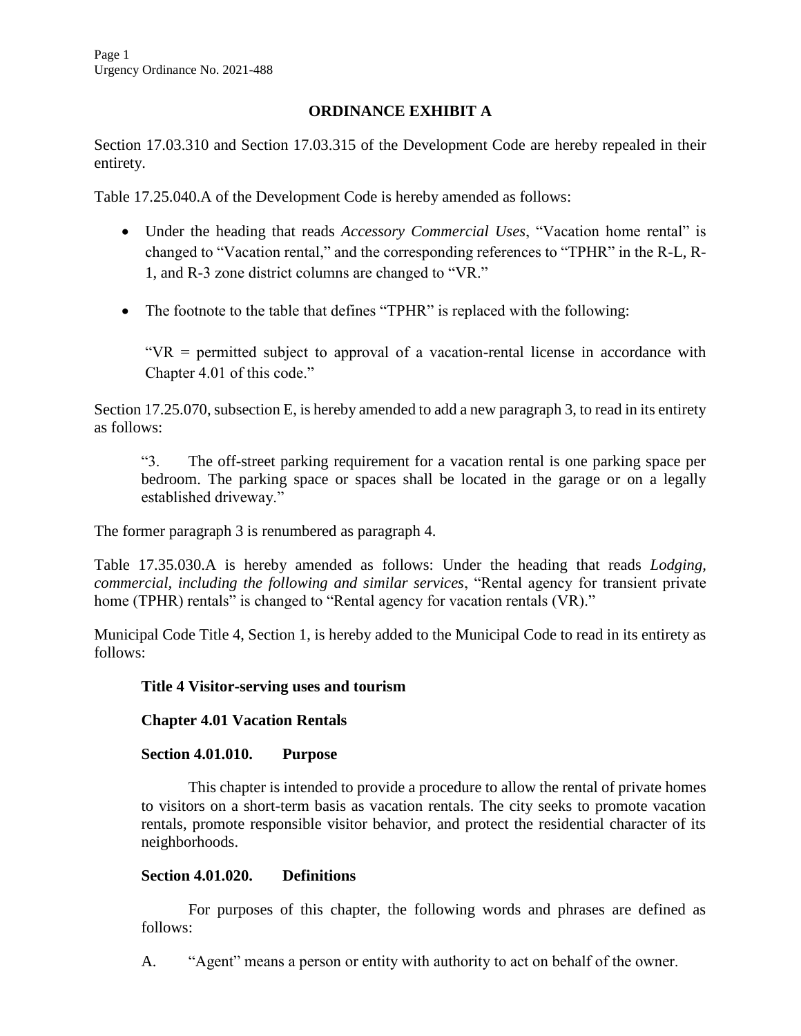## ORDINANCE EXHIBIT A

Section 17.03.310 and Section 17.03.315 of the Development Code are hereby repealed in their entirety.

Table 17.25.040.A of the Development Code is hereby amended as follows:

- Under the heading that reads *Accessory Commercial Uses*, "Vacation home rental" is changed to "Vacation rental," and the corresponding references to "TPHR" in the R-L, R-1, and R-3 zone district columns are changed to "VR."

- The footnote to the table that defines "TPHR" is replaced with the following:

  "VR = permitted subject to approval of a vacation-rental license in accordance with Chapter 4.01 of this code."

Section 17.25.070, subsection E, is hereby amended to add a new paragraph 3, to read in its entirety as follows:

> "3. The off-street parking requirement for a vacation rental is one parking space per bedroom. The parking space or spaces shall be located in the garage or on a legally established driveway."

The former paragraph 3 is renumbered as paragraph 4.

Table 17.35.030.A is hereby amended as follows: Under the heading that reads *Lodging, commercial, including the following and similar services*, "Rental agency for transient private home (TPHR) rentals" is changed to "Rental agency for vacation rentals (VR)."

Municipal Code Title 4, Section 1, is hereby added to the Municipal Code to read in its entirety as follows:

**Title 4 Visitor-serving uses and tourism**

**Chapter 4.01 Vacation Rentals**

**Section 4.01.010. Purpose**

This chapter is intended to provide a procedure to allow the rental of private homes to visitors on a short-term basis as vacation rentals. The city seeks to promote vacation rentals, promote responsible visitor behavior, and protect the residential character of its neighborhoods.

**Section 4.01.020. Definitions**

For purposes of this chapter, the following words and phrases are defined as follows:

A. "Agent" means a person or entity with authority to act on behalf of the owner.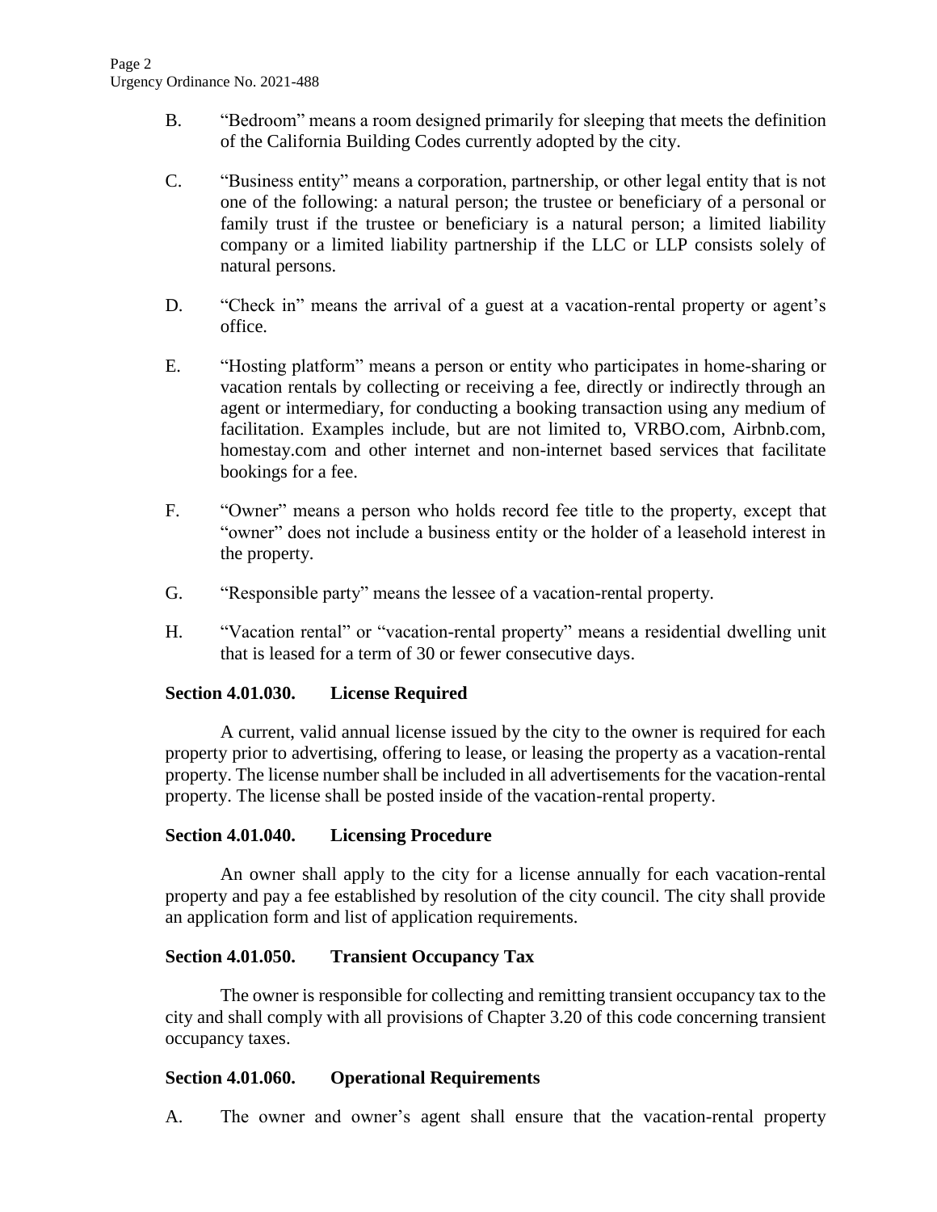B. "Bedroom" means a room designed primarily for sleeping that meets the definition of the California Building Codes currently adopted by the city.

C. "Business entity" means a corporation, partnership, or other legal entity that is not one of the following: a natural person; the trustee or beneficiary of a personal or family trust if the trustee or beneficiary is a natural person; a limited liability company or a limited liability partnership if the LLC or LLP consists solely of natural persons.

D. "Check in" means the arrival of a guest at a vacation-rental property or agent's office.

E. "Hosting platform" means a person or entity who participates in home-sharing or vacation rentals by collecting or receiving a fee, directly or indirectly through an agent or intermediary, for conducting a booking transaction using any medium of facilitation. Examples include, but are not limited to, VRBO.com, Airbnb.com, homestay.com and other internet and non-internet based services that facilitate bookings for a fee.

F. "Owner" means a person who holds record fee title to the property, except that "owner" does not include a business entity or the holder of a leasehold interest in the property.

G. "Responsible party" means the lessee of a vacation-rental property.

H. "Vacation rental" or "vacation-rental property" means a residential dwelling unit that is leased for a term of 30 or fewer consecutive days.

**Section 4.01.030. License Required**

A current, valid annual license issued by the city to the owner is required for each property prior to advertising, offering to lease, or leasing the property as a vacation-rental property. The license number shall be included in all advertisements for the vacation-rental property. The license shall be posted inside of the vacation-rental property.

**Section 4.01.040. Licensing Procedure**

An owner shall apply to the city for a license annually for each vacation-rental property and pay a fee established by resolution of the city council. The city shall provide an application form and list of application requirements.

**Section 4.01.050. Transient Occupancy Tax**

The owner is responsible for collecting and remitting transient occupancy tax to the city and shall comply with all provisions of Chapter 3.20 of this code concerning transient occupancy taxes.

**Section 4.01.060. Operational Requirements**

A. The owner and owner's agent shall ensure that the vacation-rental property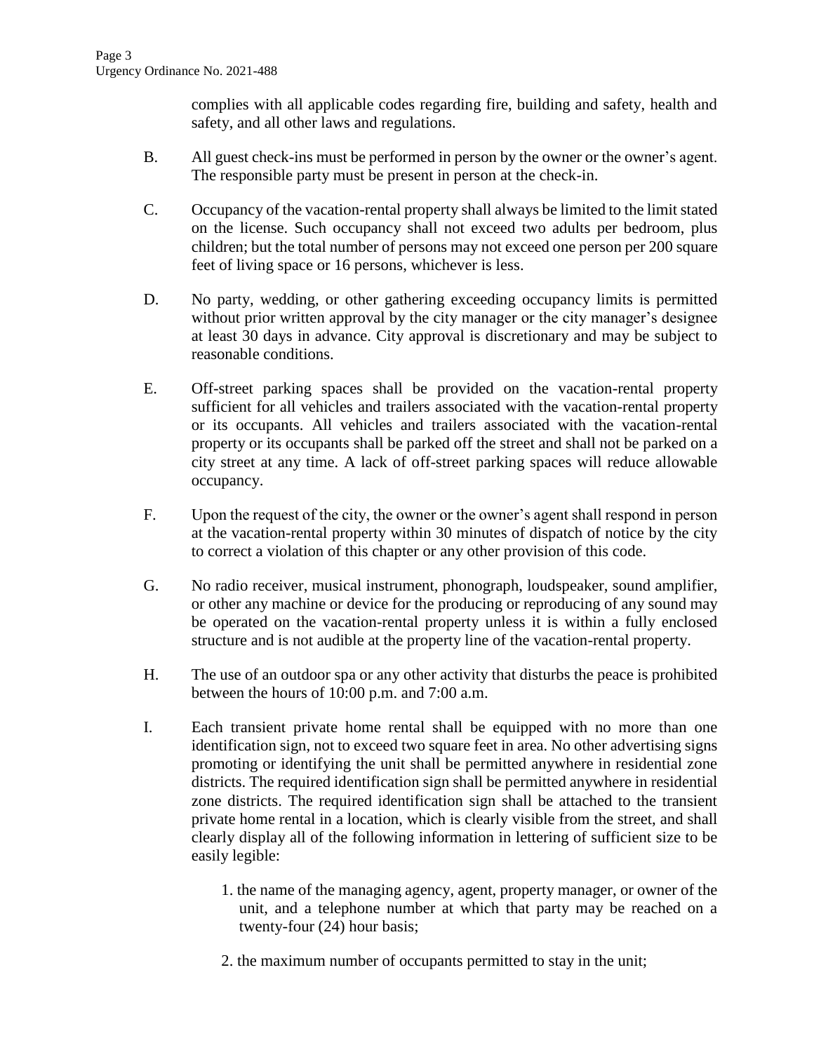complies with all applicable codes regarding fire, building and safety, health and safety, and all other laws and regulations.

B. All guest check-ins must be performed in person by the owner or the owner's agent. The responsible party must be present in person at the check-in.

C. Occupancy of the vacation-rental property shall always be limited to the limit stated on the license. Such occupancy shall not exceed two adults per bedroom, plus children; but the total number of persons may not exceed one person per 200 square feet of living space or 16 persons, whichever is less.

D. No party, wedding, or other gathering exceeding occupancy limits is permitted without prior written approval by the city manager or the city manager's designee at least 30 days in advance. City approval is discretionary and may be subject to reasonable conditions.

E. Off-street parking spaces shall be provided on the vacation-rental property sufficient for all vehicles and trailers associated with the vacation-rental property or its occupants. All vehicles and trailers associated with the vacation-rental property or its occupants shall be parked off the street and shall not be parked on a city street at any time. A lack of off-street parking spaces will reduce allowable occupancy.

F. Upon the request of the city, the owner or the owner's agent shall respond in person at the vacation-rental property within 30 minutes of dispatch of notice by the city to correct a violation of this chapter or any other provision of this code.

G. No radio receiver, musical instrument, phonograph, loudspeaker, sound amplifier, or other any machine or device for the producing or reproducing of any sound may be operated on the vacation-rental property unless it is within a fully enclosed structure and is not audible at the property line of the vacation-rental property.

H. The use of an outdoor spa or any other activity that disturbs the peace is prohibited between the hours of 10:00 p.m. and 7:00 a.m.

I. Each transient private home rental shall be equipped with no more than one identification sign, not to exceed two square feet in area. No other advertising signs promoting or identifying the unit shall be permitted anywhere in residential zone districts. The required identification sign shall be permitted anywhere in residential zone districts. The required identification sign shall be attached to the transient private home rental in a location, which is clearly visible from the street, and shall clearly display all of the following information in lettering of sufficient size to be easily legible:

1. the name of the managing agency, agent, property manager, or owner of the unit, and a telephone number at which that party may be reached on a twenty-four (24) hour basis;

2. the maximum number of occupants permitted to stay in the unit;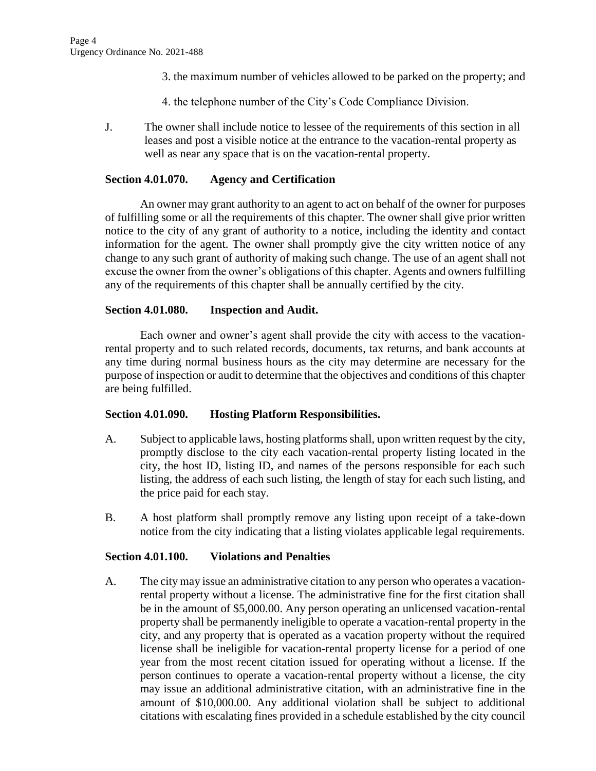3. the maximum number of vehicles allowed to be parked on the property; and

4. the telephone number of the City's Code Compliance Division.

J. The owner shall include notice to lessee of the requirements of this section in all leases and post a visible notice at the entrance to the vacation-rental property as well as near any space that is on the vacation-rental property.

**Section 4.01.070. Agency and Certification**

An owner may grant authority to an agent to act on behalf of the owner for purposes of fulfilling some or all the requirements of this chapter. The owner shall give prior written notice to the city of any grant of authority to a notice, including the identity and contact information for the agent. The owner shall promptly give the city written notice of any change to any such grant of authority of making such change. The use of an agent shall not excuse the owner from the owner's obligations of this chapter. Agents and owners fulfilling any of the requirements of this chapter shall be annually certified by the city.

**Section 4.01.080. Inspection and Audit.**

Each owner and owner's agent shall provide the city with access to the vacation-rental property and to such related records, documents, tax returns, and bank accounts at any time during normal business hours as the city may determine are necessary for the purpose of inspection or audit to determine that the objectives and conditions of this chapter are being fulfilled.

**Section 4.01.090. Hosting Platform Responsibilities.**

A. Subject to applicable laws, hosting platforms shall, upon written request by the city, promptly disclose to the city each vacation-rental property listing located in the city, the host ID, listing ID, and names of the persons responsible for each such listing, the address of each such listing, the length of stay for each such listing, and the price paid for each stay.

B. A host platform shall promptly remove any listing upon receipt of a take-down notice from the city indicating that a listing violates applicable legal requirements.

**Section 4.01.100. Violations and Penalties**

A. The city may issue an administrative citation to any person who operates a vacation-rental property without a license. The administrative fine for the first citation shall be in the amount of $5,000.00. Any person operating an unlicensed vacation-rental property shall be permanently ineligible to operate a vacation-rental property in the city, and any property that is operated as a vacation property without the required license shall be ineligible for vacation-rental property license for a period of one year from the most recent citation issued for operating without a license. If the person continues to operate a vacation-rental property without a license, the city may issue an additional administrative citation, with an administrative fine in the amount of $10,000.00. Any additional violation shall be subject to additional citations with escalating fines provided in a schedule established by the city council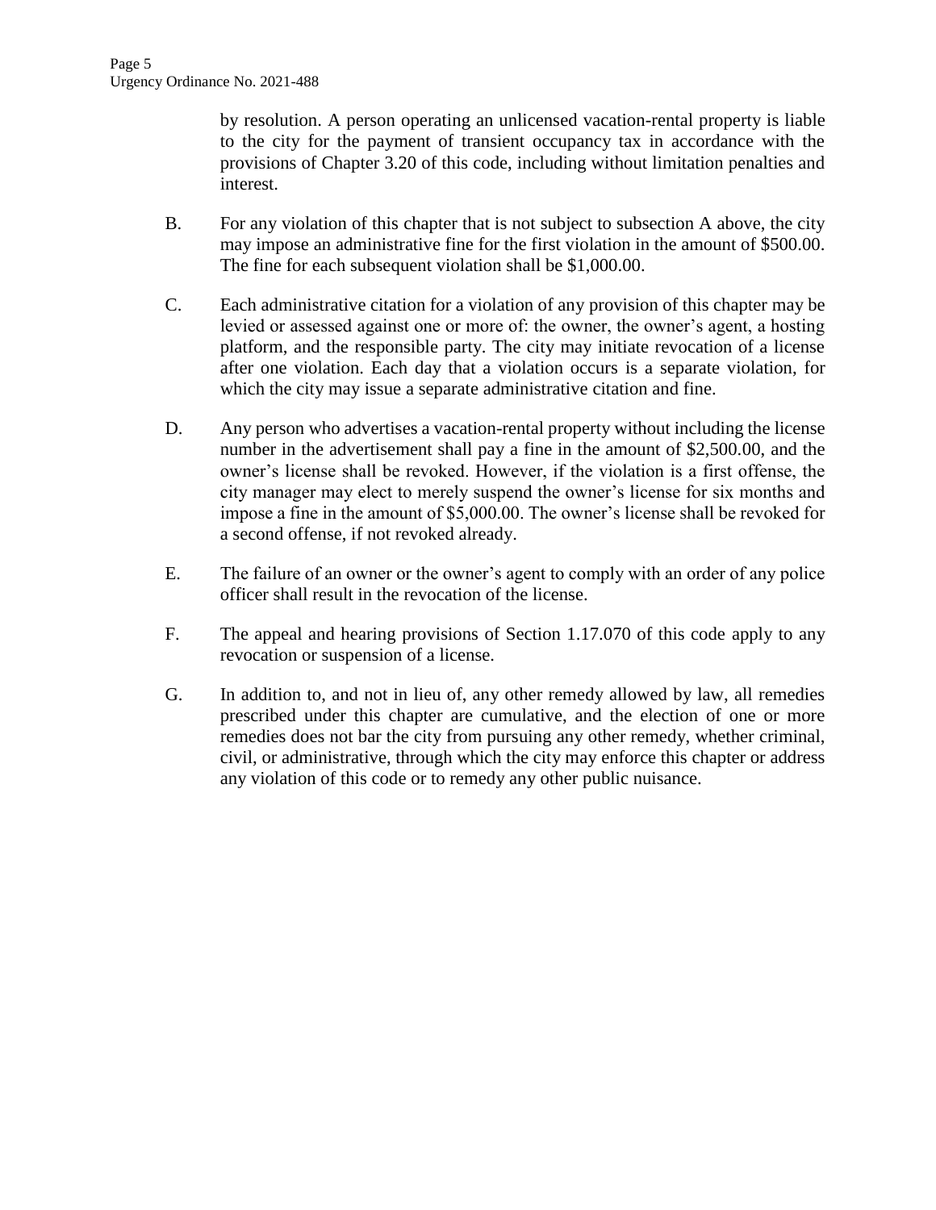by resolution. A person operating an unlicensed vacation-rental property is liable to the city for the payment of transient occupancy tax in accordance with the provisions of Chapter 3.20 of this code, including without limitation penalties and interest.

B. For any violation of this chapter that is not subject to subsection A above, the city may impose an administrative fine for the first violation in the amount of $500.00. The fine for each subsequent violation shall be $1,000.00.

C. Each administrative citation for a violation of any provision of this chapter may be levied or assessed against one or more of: the owner, the owner's agent, a hosting platform, and the responsible party. The city may initiate revocation of a license after one violation. Each day that a violation occurs is a separate violation, for which the city may issue a separate administrative citation and fine.

D. Any person who advertises a vacation-rental property without including the license number in the advertisement shall pay a fine in the amount of $2,500.00, and the owner's license shall be revoked. However, if the violation is a first offense, the city manager may elect to merely suspend the owner's license for six months and impose a fine in the amount of $5,000.00. The owner's license shall be revoked for a second offense, if not revoked already.

E. The failure of an owner or the owner's agent to comply with an order of any police officer shall result in the revocation of the license.

F. The appeal and hearing provisions of Section 1.17.070 of this code apply to any revocation or suspension of a license.

G. In addition to, and not in lieu of, any other remedy allowed by law, all remedies prescribed under this chapter are cumulative, and the election of one or more remedies does not bar the city from pursuing any other remedy, whether criminal, civil, or administrative, through which the city may enforce this chapter or address any violation of this code or to remedy any other public nuisance.